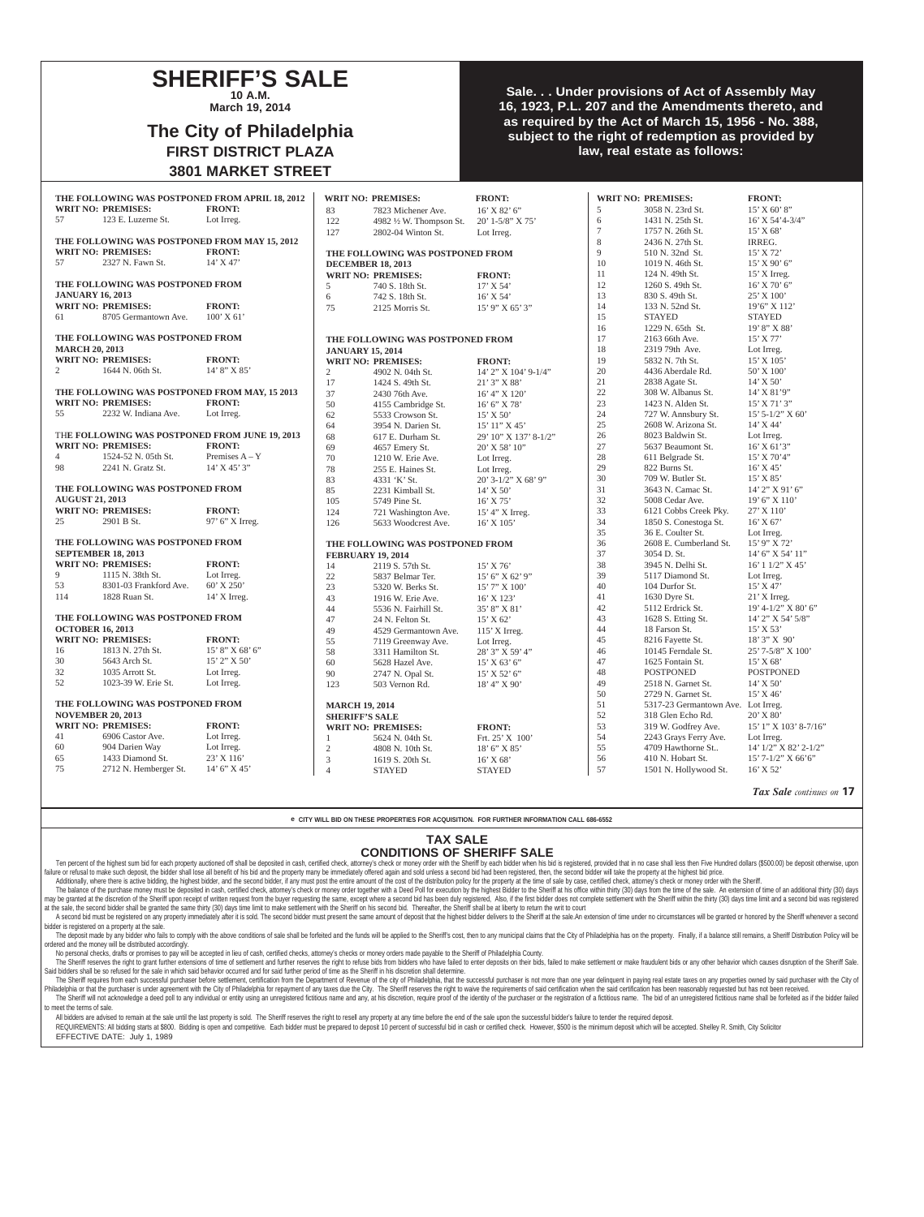# SHERIFF'S SALE

**10 A.M.**
**March 19, 2014**

## The City of Philadelphia

### FIRST DISTRICT PLAZA

### 3801 MARKET STREET

**Sale. . . Under provisions of Act of Assembly May 16, 1923, P.L. 207 and the Amendments thereto, and as required by the Act of March 15, 1956 - No. 388, subject to the right of redemption as provided by law, real estate as follows:**

**THE FOLLOWING WAS POSTPONED FROM APRIL 18, 2012**

| WRIT NO: | PREMISES: | FRONT: |
|---|---|---|
| 57 | 123 E. Luzerne St. | Lot Irreg. |

**THE FOLLOWING WAS POSTPONED FROM MAY 15, 2012**

| WRIT NO: | PREMISES: | FRONT: |
|---|---|---|
| 57 | 2327 N. Fawn St. | 14' X 47' |

**THE FOLLOWING WAS POSTPONED FROM JANUARY 16, 2013**

| WRIT NO: | PREMISES: | FRONT: |
|---|---|---|
| 61 | 8705 Germantown Ave. | 100' X 61' |

**THE FOLLOWING WAS POSTPONED FROM MARCH 20, 2013**

| WRIT NO: | PREMISES: | FRONT: |
|---|---|---|
| 2 | 1644 N. 06th St. | 14' 8" X 85' |

**THE FOLLOWING WAS POSTPONED FROM MAY, 15 2013**

| WRIT NO: | PREMISES: | FRONT: |
|---|---|---|
| 55 | 2232 W. Indiana Ave. | Lot Irreg. |

**THE FOLLOWING WAS POSTPONED FROM JUNE 19, 2013**

| WRIT NO: | PREMISES: | FRONT: |
|---|---|---|
| 4 | 1524-52 N. 05th St. | Premises A – Y |
| 98 | 2241 N. Gratz St. | 14' X 45' 3" |

**THE FOLLOWING WAS POSTPONED FROM AUGUST 21, 2013**

| WRIT NO: | PREMISES: | FRONT: |
|---|---|---|
| 25 | 2901 B St. | 97' 6" X Irreg. |

**THE FOLLOWING WAS POSTPONED FROM SEPTEMBER 18, 2013**

| WRIT NO: | PREMISES: | FRONT: |
|---|---|---|
| 9 | 1115 N. 38th St. | Lot Irreg. |
| 53 | 8301-03 Frankford Ave. | 60' X 250' |
| 114 | 1828 Ruan St. | 14' X Irreg. |

**THE FOLLOWING WAS POSTPONED FROM OCTOBER 16, 2013**

| WRIT NO: | PREMISES: | FRONT: |
|---|---|---|
| 16 | 1813 N. 27th St. | 15' 8" X 68' 6" |
| 30 | 5643 Arch St. | 15' 2" X 50' |
| 32 | 1035 Arrott St. | Lot Irreg. |
| 52 | 1023-39 W. Erie St. | Lot Irreg. |

**THE FOLLOWING WAS POSTPONED FROM NOVEMBER 20, 2013**

| WRIT NO: | PREMISES: | FRONT: |
|---|---|---|
| 41 | 6906 Castor Ave. | Lot Irreg. |
| 60 | 904 Darien Way | Lot Irreg. |
| 65 | 1433 Diamond St. | 23' X 116' |
| 75 | 2712 N. Hemberger St. | 14' 6" X 45' |
| 83 | 7823 Michener Ave. | 16' X 82' 6" |
| 122 | 4982 ½ W. Thompson St. | 20' 1-5/8" X 75' |
| 127 | 2802-04 Winton St. | Lot Irreg. |

**THE FOLLOWING WAS POSTPONED FROM DECEMBER 18, 2013**

| WRIT NO: | PREMISES: | FRONT: |
|---|---|---|
| 5 | 740 S. 18th St. | 17' X 54' |
| 6 | 742 S. 18th St. | 16' X 54' |
| 75 | 2125 Morris St. | 15' 9" X 65' 3" |

**THE FOLLOWING WAS POSTPONED FROM JANUARY 15, 2014**

| WRIT NO: | PREMISES: | FRONT: |
|---|---|---|
| 2 | 4902 N. 04th St. | 14' 2" X 104' 9-1/4" |
| 17 | 1424 S. 49th St. | 21' 3" X 88' |
| 37 | 2430 76th Ave. | 16' 4" X 120' |
| 50 | 4155 Cambridge St. | 16' 6" X 78' |
| 62 | 5533 Crowson St. | 15' X 50' |
| 64 | 3954 N. Darien St. | 15' 11" X 45' |
| 68 | 617 E. Durham St. | 29' 10" X 137' 8-1/2" |
| 69 | 4657 Emery St. | 20' X 58' 10" |
| 70 | 1210 W. Erie Ave. | Lot Irreg. |
| 78 | 255 E. Haines St. | Lot Irreg. |
| 83 | 4331 'K' St. | 20' 3-1/2" X 68' 9" |
| 85 | 2231 Kimball St. | 14' X 50' |
| 105 | 5749 Pine St. | 16' X 75' |
| 124 | 721 Washington Ave. | 15' 4" X Irreg. |
| 126 | 5633 Woodcrest Ave. | 16' X 105' |

**THE FOLLOWING WAS POSTPONED FROM FEBRUARY 19, 2014**

| WRIT NO: | PREMISES: | FRONT: |
|---|---|---|
| 14 | 2119 S. 57th St. | 15' X 76' |
| 22 | 5837 Belmar Ter. | 15' 6" X 62' 9" |
| 23 | 5320 W. Berks St. | 15' 7" X 100' |
| 43 | 1916 W. Erie Ave. | 16' X 123' |
| 44 | 5536 N. Fairhill St. | 35' 8" X 81' |
| 47 | 24 N. Felton St. | 15' X 62' |
| 49 | 4529 Germantown Ave. | 115' X Irreg. |
| 55 | 7119 Greenway Ave. | Lot Irreg. |
| 58 | 3311 Hamilton St. | 28' 3" X 59' 4" |
| 60 | 5628 Hazel Ave. | 15' X 63' 6" |
| 90 | 2747 N. Opal St. | 15' X 52' 6" |
| 123 | 503 Vernon Rd. | 18' 4" X 90' |

**MARCH 19, 2014**
**SHERIFF'S SALE**

| WRIT NO: | PREMISES: | FRONT: |
|---|---|---|
| 1 | 5624 N. 04th St. | Frt. 25' X 100' |
| 2 | 4808 N. 10th St. | 18' 6" X 85' |
| 3 | 1619 S. 20th St. | 16' X 68' |
| 4 | STAYED | STAYED |
| 5 | 3058 N. 23rd St. | 15' X 60' 8" |
| 6 | 1431 N. 25th St. | 16' X 54'4-3/4" |
| 7 | 1757 N. 26th St. | 15' X 68' |
| 8 | 2436 N. 27th St. | IRREG. |
| 9 | 510 N. 32nd St. | 15' X 72' |
| 10 | 1019 N. 46th St. | 15' X 90' 6" |
| 11 | 124 N. 49th St. | 15' X Irreg. |
| 12 | 1260 S. 49th St. | 16' X 70' 6" |
| 13 | 830 S. 49th St. | 25' X 100' |
| 14 | 133 N. 52nd St. | 19'6" X 112' |
| 15 | STAYED | STAYED |
| 16 | 1229 N. 65th St. | 19' 8" X 88' |
| 17 | 2163 66th Ave. | 15' X 77' |
| 18 | 2319 79th Ave. | Lot Irreg. |
| 19 | 5832 N. 7th St. | 15' X 105' |
| 20 | 4436 Aberdale Rd. | 50' X 100' |
| 21 | 2838 Agate St. | 14' X 50' |
| 22 | 308 W. Albanus St. | 14' X 81'9" |
| 23 | 1423 N. Alden St. | 15' X 71' 3" |
| 24 | 727 W. Annsbury St. | 15' 5-1/2" X 60' |
| 25 | 2608 W. Arizona St. | 14' X 44' |
| 26 | 8023 Baldwin St. | Lot Irreg. |
| 27 | 5637 Beaumont St. | 16' X 61'3" |
| 28 | 611 Belgrade St. | 15' X 70'4" |
| 29 | 822 Burns St. | 16' X 45' |
| 30 | 709 W. Butler St. | 15' X 85' |
| 31 | 3643 N. Camac St. | 14' 2" X 91' 6" |
| 32 | 5008 Cedar Ave. | 19' 6" X 110' |
| 33 | 6121 Cobbs Creek Pky. | 27' X 110' |
| 34 | 1850 S. Conestoga St. | 16' X 67' |
| 35 | 36 E. Coulter St. | Lot Irreg. |
| 36 | 2608 E. Cumberland St. | 15' 9" X 72' |
| 37 | 3054 D. St. | 14' 6" X 54' 11" |
| 38 | 3945 N. Delhi St. | 16' 1 1/2" X 45' |
| 39 | 5117 Diamond St. | Lot Irreg. |
| 40 | 104 Durfor St. | 15' X 47' |
| 41 | 1630 Dyre St. | 21' X Irreg. |
| 42 | 5112 Erdrick St. | 19' 4-1/2" X 80' 6" |
| 43 | 1628 S. Etting St. | 14' 2" X 54' 5/8" |
| 44 | 18 Farson St. | 15' X 53' |
| 45 | 8216 Fayette St. | 18' 3" X 90' |
| 46 | 10145 Ferndale St. | 25' 7-5/8" X 100' |
| 47 | 1625 Fontain St. | 15' X 68' |
| 48 | POSTPONED | POSTPONED |
| 49 | 2518 N. Garnet St. | 14' X 50' |
| 50 | 2729 N. Garnet St. | 15' X 46' |
| 51 | 5317-23 Germantown Ave. | Lot Irreg. |
| 52 | 318 Glen Echo Rd. | 20' X 80' |
| 53 | 319 W. Godfrey Ave. | 15' 1" X 103' 8-7/16" |
| 54 | 2243 Grays Ferry Ave. | Lot Irreg. |
| 55 | 4709 Hawthorne St.. | 14' 1/2" X 82' 2-1/2" |
| 56 | 410 N. Hobart St. | 15' 7-1/2" X 66'6" |
| 57 | 1501 N. Hollywood St. | 16' X 52' |

*Tax Sale continues on* **17**

e CITY WILL BID ON THESE PROPERTIES FOR ACQUISITION. FOR FURTHER INFORMATION CALL 686-6552

## TAX SALE
## CONDITIONS OF SHERIFF SALE

Ten percent of the highest sum bid for each property auctioned off shall be deposited in cash, certified check, attorney's check or money order with the Sheriff by each bidder when his bid is registered, provided that in no case shall less then Five Hundred dollars ($500.00) be deposit otherwise, upon failure or refusal to make such deposit, the bidder shall lose all benefit of his bid and the property many be immediately offered again and sold unless a second bid had been registered, then, the second bidder will take the property at the highest bid price.

Additionally, where there is active bidding, the highest bidder, and the second bidder, if any must post the entire amount of the cost of the distribution policy for the property at the time of sale by case, certified check, attorney's check or money order with the Sheriff.

The balance of the purchase money must be deposited in cash, certified check, attorney's check or money order together with a Deed Poll for execution by the highest Bidder to the Sheriff at his office within thirty (30) days from the time of the sale. An extension of time of an additional thirty (30) days may be granted at the discretion of the Sheriff upon receipt of written request from the buyer requesting the same, except where a second bid has been duly registered, Also, if the first bidder does not complete settlement with the Sheriff within the thirty (30) days time limit and a second bid was registered at the sale, the second bidder shall be granted the same thirty (30) days time limit to make settlement with the Sheriff on his second bid. Thereafter, the Sheriff shall be at liberty to return the writ to court

A second bid must be registered on any property immediately after it is sold. The second bidder must present the same amount of deposit that the highest bidder delivers to the Sheriff at the sale.An extension of time under no circumstances will be granted or honored by the Sheriff whenever a second bidder is registered on a property at the sale.

The deposit made by any bidder who fails to comply with the above conditions of sale shall be forfeited and the funds will be applied to the Sheriff's cost, then to any municipal claims that the City of Philadelphia has on the property. Finally, if a balance still remains, a Sheriff Distribution Policy will be ordered and the money will be distributed accordingly.

No personal checks, drafts or promises to pay will be accepted in lieu of cash, certified checks, attorney's checks or money orders made payable to the Sheriff of Philadelphia County.

The Sheriff reserves the right to grant further extensions of time of settlement and further reserves the right to refuse bids from bidders who have failed to enter deposits on their bids, failed to make settlement or make fraudulent bids or any other behavior which causes disruption of the Sheriff Sale. Said bidders shall be so refused for the sale in which said behavior occurred and for said further period of time as the Sheriff in his discretion shall determine.

The Sheriff requires from each successful purchaser before settlement, certification from the Department of Revenue of the city of Philadelphia, that the successful purchaser is not more than one year delinquent in paying real estate taxes on any properties owned by said purchaser with the City of Philadelphia or that the purchaser is under agreement with the City of Philadelphia for repayment of any taxes due the City. The Sheriff reserves the right to waive the requirements of said certification when the said certification has been reasonably requested but has not been received.

The Sheriff will not acknowledge a deed poll to any individual or entity using an unregistered fictitious name and may, at his discretion, require proof of the identity of the purchaser or the registration of a fictitious name. The bid of an unregistered fictitious name shall be forfeited as if the bidder failed to meet the terms of sale.

All bidders are advised to remain at the sale until the last property is sold. The Sheriff reserves the right to resell any property at any time before the end of the sale upon the successful bidder's failure to tender the required deposit.

REQUIREMENTS: All bidding starts at $800. Bidding is open and competitive. Each bidder must be prepared to deposit 10 percent of successful bid in cash or certified check. However, $500 is the minimum deposit which will be accepted. Shelley R. Smith, City Solicitor

EFFECTIVE DATE: July 1, 1989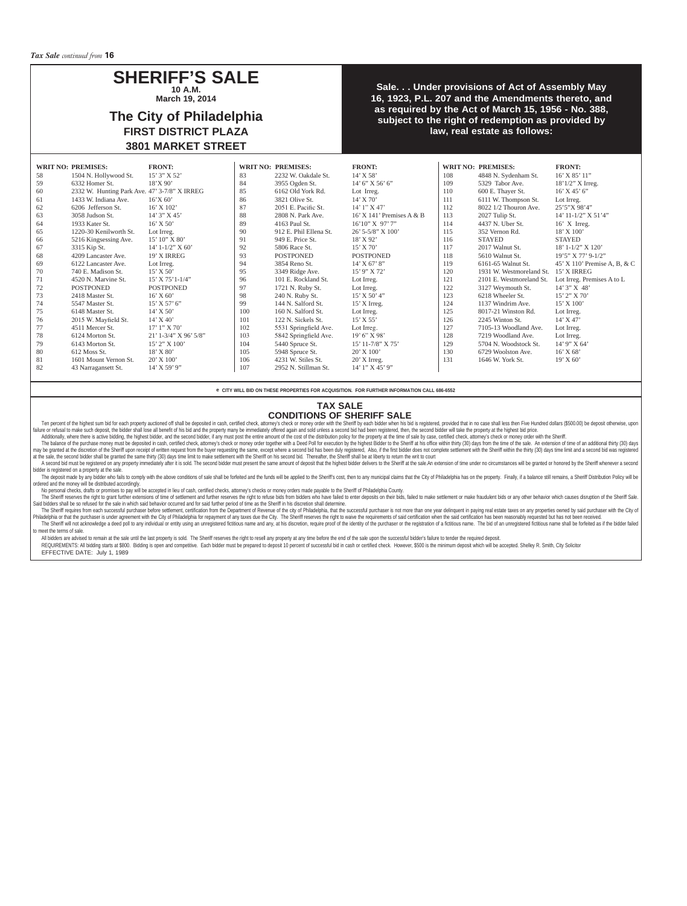*Tax Sale* *continued from* **16**

# SHERIFF'S SALE

**10 A.M.**
**March 19, 2014**

## The City of Philadelphia

**FIRST DISTRICT PLAZA**
**3801 MARKET STREET**

**Sale. . . Under provisions of Act of Assembly May 16, 1923, P.L. 207 and the Amendments thereto, and as required by the Act of March 15, 1956 - No. 388, subject to the right of redemption as provided by law, real estate as follows:**

| WRIT NO: | PREMISES: | FRONT: |
|---|---|---|
| 58 | 1504 N. Hollywood St. | 15' 3" X 52' |
| 59 | 6332 Homer St. | 18'X 90' |
| 60 | 2332 W. Hunting Park Ave. | 47' 3-7/8" X IRREG |
| 61 | 1433 W. Indiana Ave. | 16'X 60' |
| 62 | 6206 Jefferson St. | 16' X 102' |
| 63 | 3058 Judson St. | 14' 3" X 45' |
| 64 | 1933 Kater St. | 16' X 50' |
| 65 | 1220-30 Kenilworth St. | Lot Irreg. |
| 66 | 5216 Kingsessing Ave. | 15' 10" X 80' |
| 67 | 3315 Kip St. | 14' 1-1/2" X 60' |
| 68 | 4209 Lancaster Ave. | 19' X IRREG |
| 69 | 6122 Lancaster Ave. | Lot Irreg. |
| 70 | 740 E. Madison St. | 15' X 50' |
| 71 | 4520 N. Marvine St. | 15' X 75'1-1/4" |
| 72 | POSTPONED | POSTPONED |
| 73 | 2418 Master St. | 16' X 60' |
| 74 | 5547 Master St. | 15' X 57' 6" |
| 75 | 6148 Master St. | 14' X 50' |
| 76 | 2015 W. Mayfield St. | 14' X 40' |
| 77 | 4511 Mercer St. | 17' 1" X 70' |
| 78 | 6124 Morton St. | 21' 1-3/4" X 96' 5/8" |
| 79 | 6143 Morton St. | 15' 2" X 100' |
| 80 | 612 Moss St. | 18' X 80' |
| 81 | 1601 Mount Vernon St. | 20' X 100' |
| 82 | 43 Narragansett St. | 14' X 59' 9" |
| 83 | 2232 W. Oakdale St. | 14' X 58' |
| 84 | 3955 Ogden St. | 14' 6" X 56' 6" |
| 85 | 6162 Old York Rd. | Lot Irreg. |
| 86 | 3821 Olive St. | 14' X 70' |
| 87 | 2051 E. Pacific St. | 14' 1" X 47' |
| 88 | 2808 N. Park Ave. | 16' X 141' Premises A & B |
| 89 | 4163 Paul St. | 16'10" X 97' 7" |
| 90 | 912 E. Phil Ellena St. | 26' 5-5/8" X 100' |
| 91 | 949 E. Price St. | 18' X 92' |
| 92 | 5806 Race St. | 15' X 70' |
| 93 | POSTPONED | POSTPONED |
| 94 | 3854 Reno St. | 14' X 67' 8" |
| 95 | 3349 Ridge Ave. | 15' 9" X 72' |
| 96 | 101 E. Rockland St. | Lot Irreg. |
| 97 | 1721 N. Ruby St. | Lot Irreg. |
| 98 | 240 N. Ruby St. | 15' X 50' 4" |
| 99 | 144 N. Salford St. | 15' X Irreg. |
| 100 | 160 N. Salford St. | Lot Irreg. |
| 101 | 122 N. Sickels St. | 15' X 55' |
| 102 | 5531 Springfield Ave. | Lot Irreg. |
| 103 | 5842 Springfield Ave. | 19' 6" X 98' |
| 104 | 5440 Spruce St. | 15' 11-7/8" X 75' |
| 105 | 5948 Spruce St. | 20' X 100' |
| 106 | 4231 W. Stiles St. | 20' X Irreg. |
| 107 | 2952 N. Stillman St. | 14' 1" X 45' 9" |
| 108 | 4848 N. Sydenham St. | 16' X 85' 11" |
| 109 | 5329 Tabor Ave. | 18'1/2" X Irreg. |
| 110 | 600 E. Thayer St. | 16' X 45' 6" |
| 111 | 6111 W. Thompson St. | Lot Irreg. |
| 112 | 8022 1/2 Thouron Ave. | 25'5"X 98'4" |
| 113 | 2027 Tulip St. | 14' 11-1/2" X 51'4" |
| 114 | 4437 N. Uber St. | 16' X Irreg. |
| 115 | 352 Vernon Rd. | 18' X 100' |
| 116 | STAYED | STAYED |
| 117 | 2017 Walnut St. | 18' 1-1/2" X 120' |
| 118 | 5610 Walnut St. | 19'5" X 77' 9-1/2" |
| 119 | 6161-65 Walnut St. | 45' X 110' Premise A, B, & C |
| 120 | 1931 W. Westmoreland St. | 15' X IRREG |
| 121 | 2101 E. Westmoreland St. | Lot Irreg. Premises A to L |
| 122 | 3127 Weymouth St. | 14' 3" X 48' |
| 123 | 6218 Wheeler St. | 15' 2" X 70' |
| 124 | 1137 Windrim Ave. | 15' X 100' |
| 125 | 8017-21 Winston Rd. | Lot Irreg. |
| 126 | 2245 Winton St. | 14' X 47' |
| 127 | 7105-13 Woodland Ave. | Lot Irreg. |
| 128 | 7219 Woodland Ave. | Lot Irreg. |
| 129 | 5704 N. Woodstock St. | 14' 9" X 64' |
| 130 | 6729 Woolston Ave. | 16' X 68' |
| 131 | 1646 W. York St. | 19' X 60' |

e CITY WILL BID ON THESE PROPERTIES FOR ACQUISITION. FOR FURTHER INFORMATION CALL 686-6552

## TAX SALE
## CONDITIONS OF SHERIFF SALE

Ten percent of the highest sum bid for each property auctioned off shall be deposited in cash, certified check, attorney's check or money order with the Sheriff by each bidder when his bid is registered, provided that in no case shall less then Five Hundred dollars ($500.00) be deposit otherwise, upon failure or refusal to make such deposit, the bidder shall lose all benefit of his bid and the property many be immediately offered again and sold unless a second bid had been registered, then, the second bidder will take the property at the highest bid price.

Additionally, where there is active bidding, the highest bidder, and the second bidder, if any must post the entire amount of the cost of the distribution policy for the property at the time of sale by case, certified check, attorney's check or money order with the Sheriff.

The balance of the purchase money must be deposited in cash, certified check, attorney's check or money order together with a Deed Poll for execution by the highest Bidder to the Sheriff at his office within thirty (30) days from the time of the sale. An extension of time of an additional thirty (30) days may be granted at the discretion of the Sheriff upon receipt of written request from the buyer requesting the same, except where a second bid has been duly registered, Also, if the first bidder does not complete settlement with the Sheriff within the thirty (30) days time limit and a second bid was registered at the sale, the second bidder shall be granted the same thirty (30) days time limit to make settlement with the Sheriff on his second bid. Thereafter, the Sheriff shall be at liberty to return the writ to court

A second bid must be registered on any property immediately after it is sold. The second bidder must present the same amount of deposit that the highest bidder delivers to the Sheriff at the sale.An extension of time under no circumstances will be granted or honored by the Sheriff whenever a second bidder is registered on a property at the sale.

The deposit made by any bidder who fails to comply with the above conditions of sale shall be forfeited and the funds will be applied to the Sheriff's cost, then to any municipal claims that the City of Philadelphia has on the property. Finally, if a balance still remains, a Sheriff Distribution Policy will be ordered and the money will be distributed accordingly.

No personal checks, drafts or promises to pay will be accepted in lieu of cash, certified checks, attorney's checks or money orders made payable to the Sheriff of Philadelphia County.

The Sheriff reserves the right to grant further extensions of time of settlement and further reserves the right to refuse bids from bidders who have failed to enter deposits on their bids, failed to make settlement or make fraudulent bids or any other behavior which causes disruption of the Sheriff Sale. Said bidders shall be so refused for the sale in which said behavior occurred and for said further period of time as the Sheriff in his discretion shall determine.

The Sheriff requires from each successful purchaser before settlement, certification from the Department of Revenue of the city of Philadelphia, that the successful purchaser is not more than one year delinquent in paying real estate taxes on any properties owned by said purchaser with the City of Philadelphia or that the purchaser is under agreement with the City of Philadelphia for repayment of any taxes due the City. The Sheriff reserves the right to waive the requirements of said certification when the said certification has been reasonably requested but has not been received.

The Sheriff will not acknowledge a deed poll to any individual or entity using an unregistered fictitious name and any, at his discretion, require proof of the identity of the purchaser or the registration of a fictitious name. The bid of an unregistered fictitious name shall be forfeited as if the bidder failed to meet the terms of sale.

All bidders are advised to remain at the sale until the last property is sold. The Sheriff reserves the right to resell any property at any time before the end of the sale upon the successful bidder's failure to tender the required deposit.

REQUIREMENTS: All bidding starts at $800. Bidding is open and competitive. Each bidder must be prepared to deposit 10 percent of successful bid in cash or certified check. However, $500 is the minimum deposit which will be accepted. Shelley R. Smith, City Solicitor

EFFECTIVE DATE: July 1, 1989